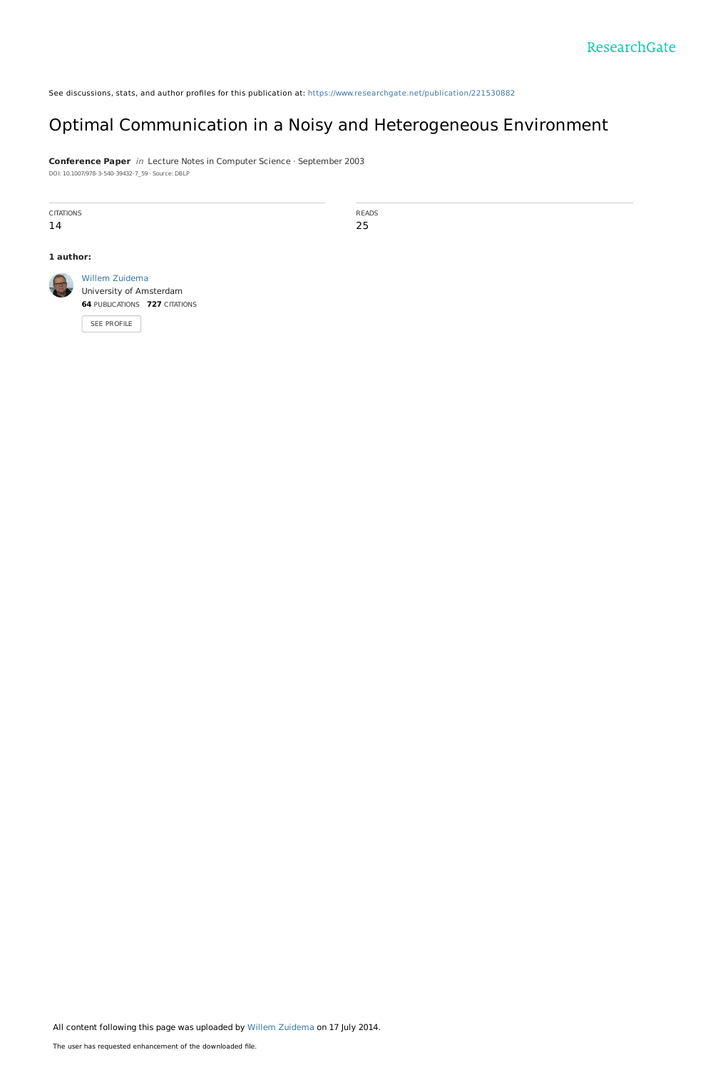See discussions, stats, and author profiles for this publication at: https://www.researchgate.net/publication/221530882

# Optimal Communication in a Noisy and Heterogeneous Environment

**Conference Paper** *in* Lecture Notes in Computer Science · September 2003

DOI: 10.1007/978-3-540-39432-7_59 · Source: DBLP

| CITATIONS | READS |
|---|---|
| 14 | 25 |

**1 author:**

Willem Zuidema
University of Amsterdam
**64** PUBLICATIONS **727** CITATIONS

SEE PROFILE

All content following this page was uploaded by Willem Zuidema on 17 July 2014.

The user has requested enhancement of the downloaded file.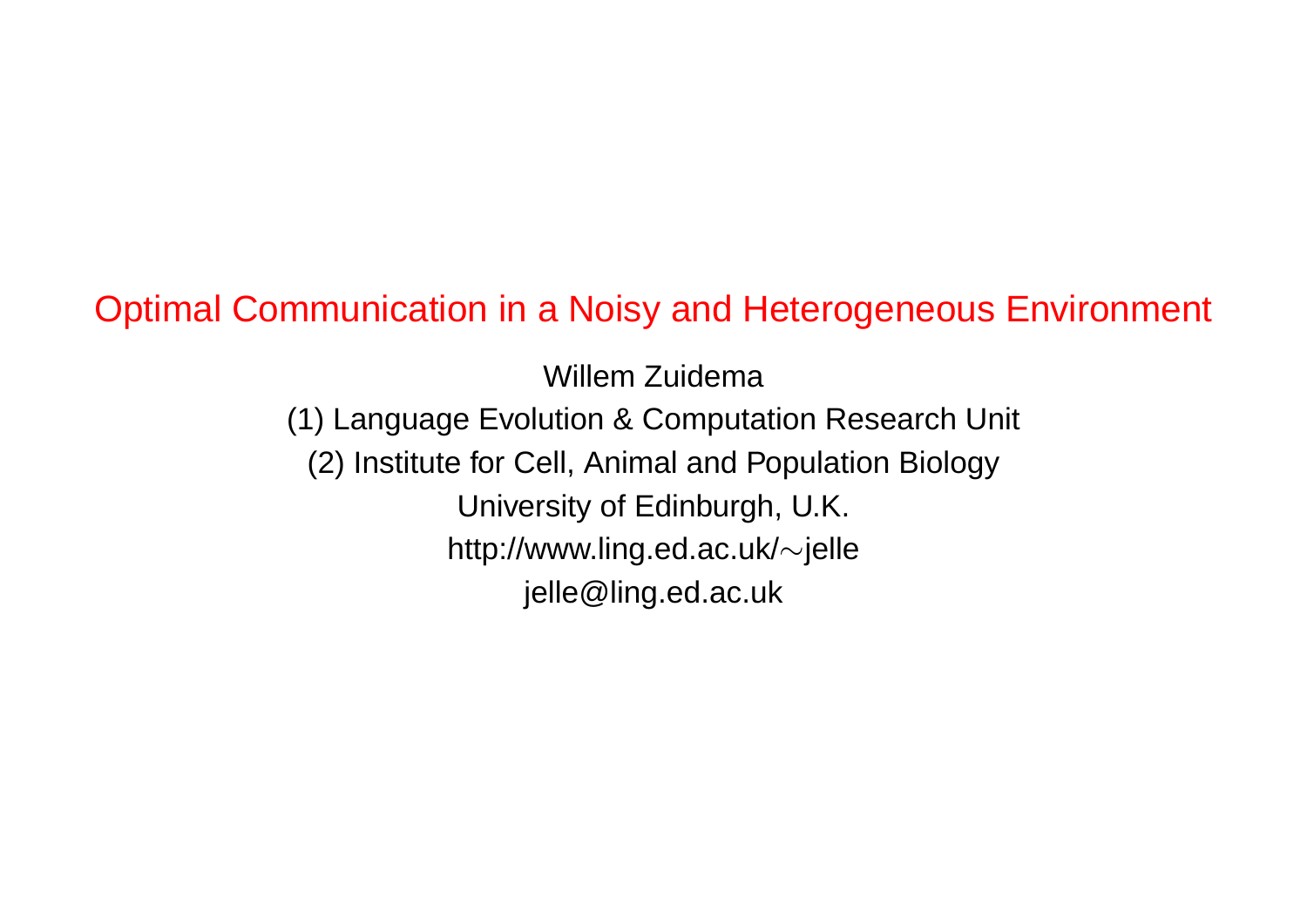# Optimal Communication in a Noisy and Heterogeneous Environment

Willem Zuidema

(1) Language Evolution & Computation Research Unit

(2) Institute for Cell, Animal and Population Biology

University of Edinburgh, U.K.

http://www.ling.ed.ac.uk/∼jelle

jelle@ling.ed.ac.uk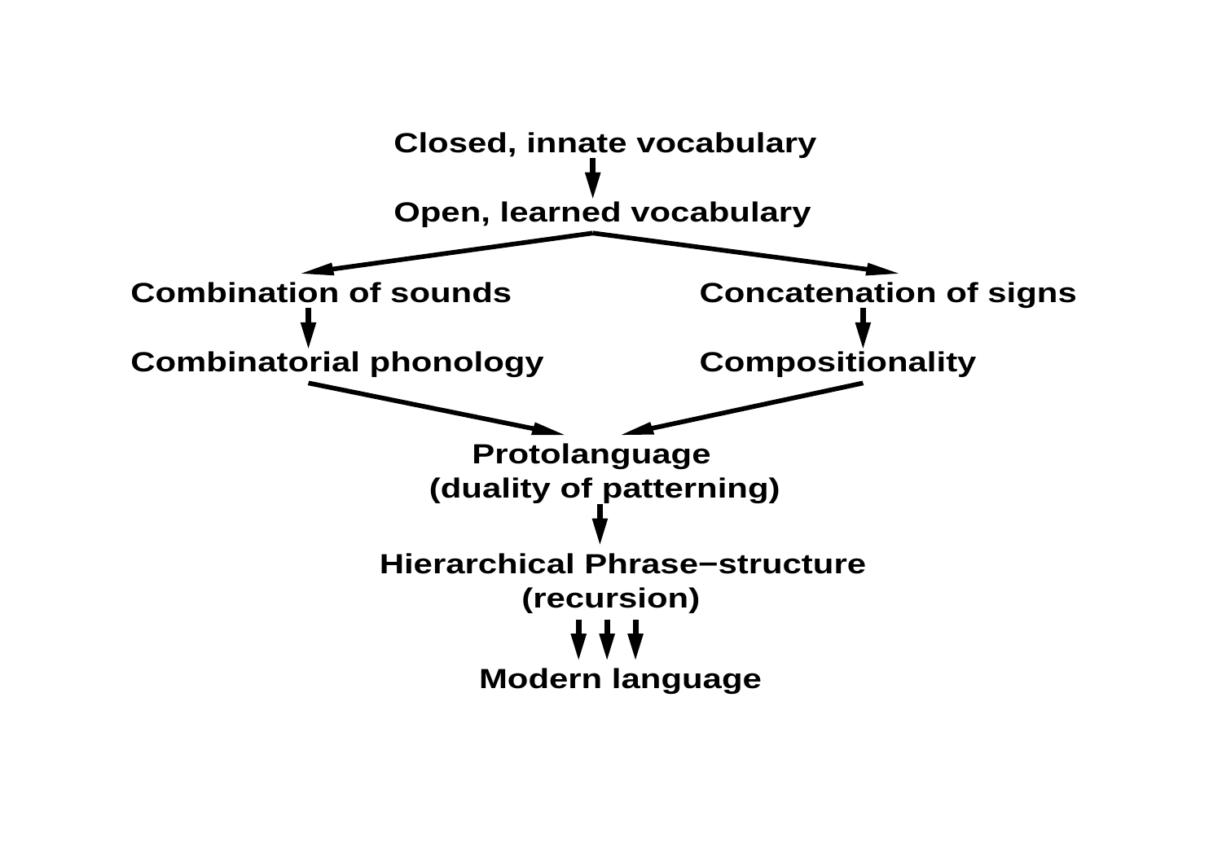Closed, innate vocabulary

Open, learned vocabulary

Combination of sounds

Concatenation of signs

Combinatorial phonology

Compositionality

Protolanguage
(duality of patterning)

Hierarchical Phrase−structure
(recursion)

Modern language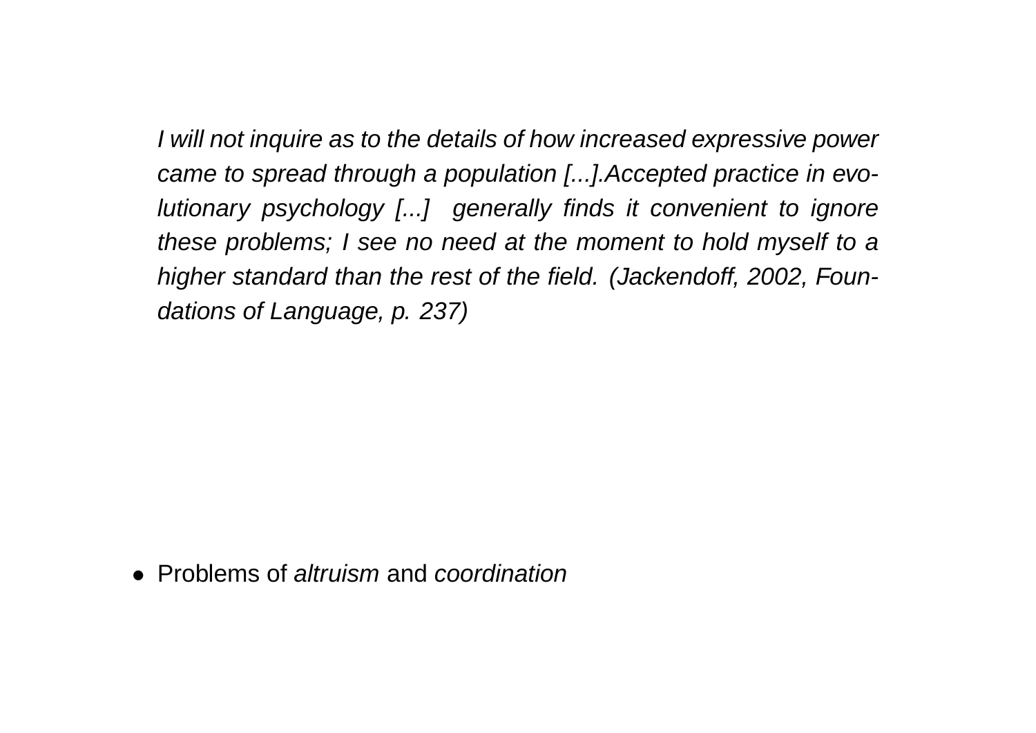*I will not inquire as to the details of how increased expressive power came to spread through a population [...].Accepted practice in evolutionary psychology [...] generally finds it convenient to ignore these problems; I see no need at the moment to hold myself to a higher standard than the rest of the field. (Jackendoff, 2002, Foundations of Language, p. 237)*

- Problems of *altruism* and *coordination*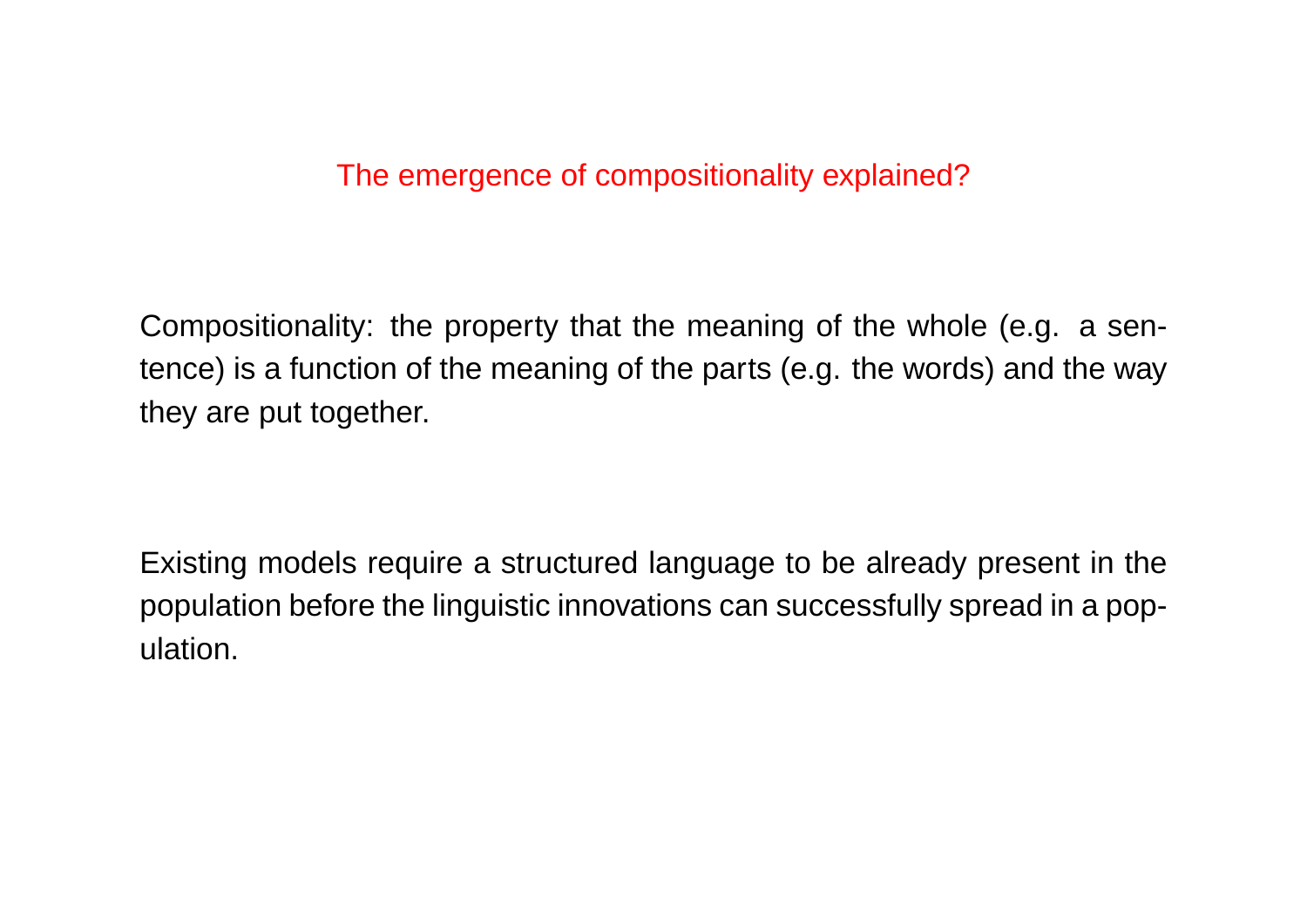## The emergence of compositionality explained?

Compositionality: the property that the meaning of the whole (e.g. a sentence) is a function of the meaning of the parts (e.g. the words) and the way they are put together.

Existing models require a structured language to be already present in the population before the linguistic innovations can successfully spread in a population.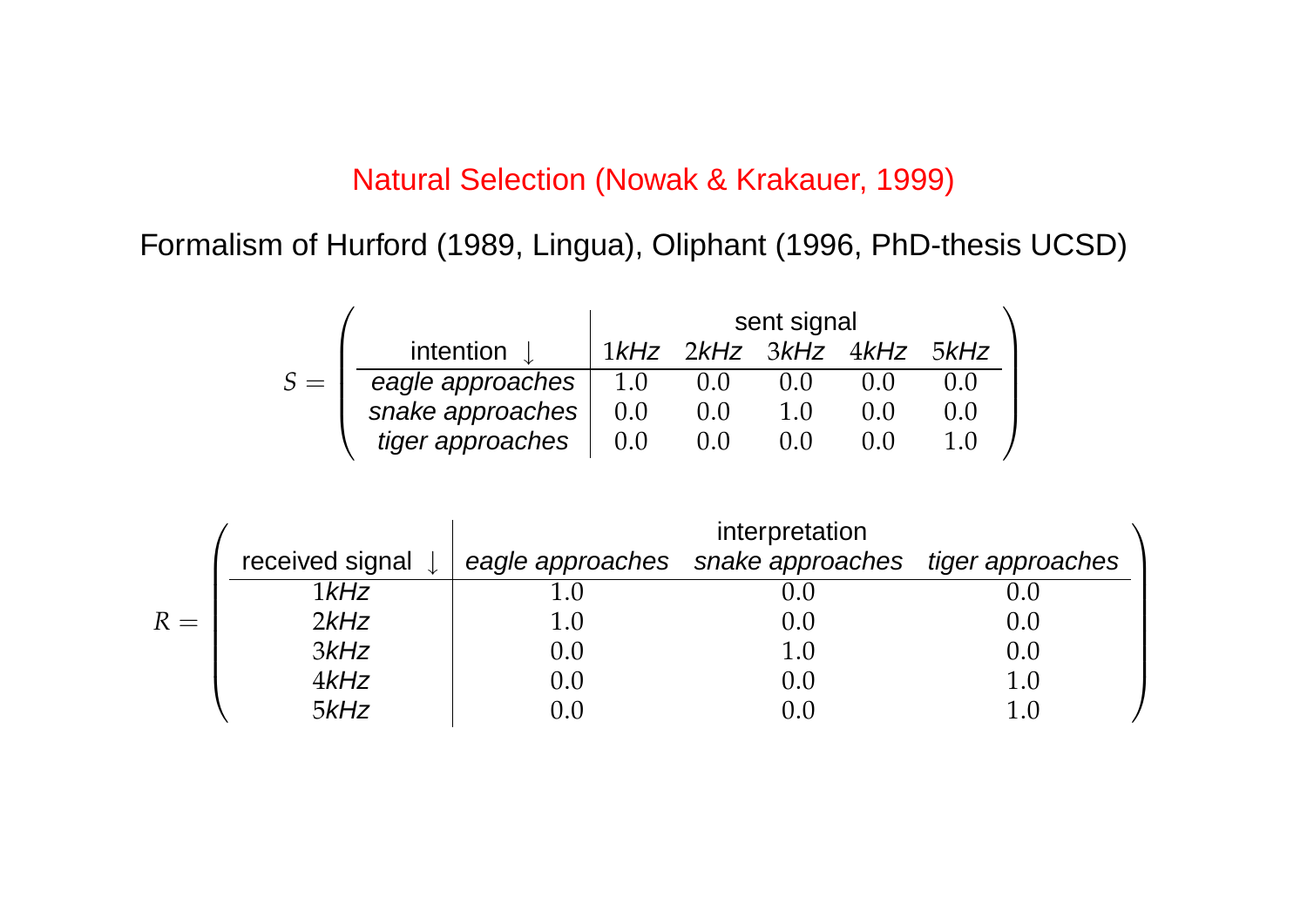# Natural Selection (Nowak & Krakauer, 1999)

Formalism of Hurford (1989, Lingua), Oliphant (1996, PhD-thesis UCSD)

$S =$

| intention ↓ | sent signal 1kHz | 2kHz | 3kHz | 4kHz | 5kHz |
|---|---|---|---|---|---|
| *eagle approaches* | 1.0 | 0.0 | 0.0 | 0.0 | 0.0 |
| *snake approaches* | 0.0 | 0.0 | 1.0 | 0.0 | 0.0 |
| *tiger approaches* | 0.0 | 0.0 | 0.0 | 0.0 | 1.0 |

$R =$

| received signal ↓ | interpretation *eagle approaches* | *snake approaches* | *tiger approaches* |
|---|---|---|---|
| 1kHz | 1.0 | 0.0 | 0.0 |
| 2kHz | 1.0 | 0.0 | 0.0 |
| 3kHz | 0.0 | 1.0 | 0.0 |
| 4kHz | 0.0 | 0.0 | 1.0 |
| 5kHz | 0.0 | 0.0 | 1.0 |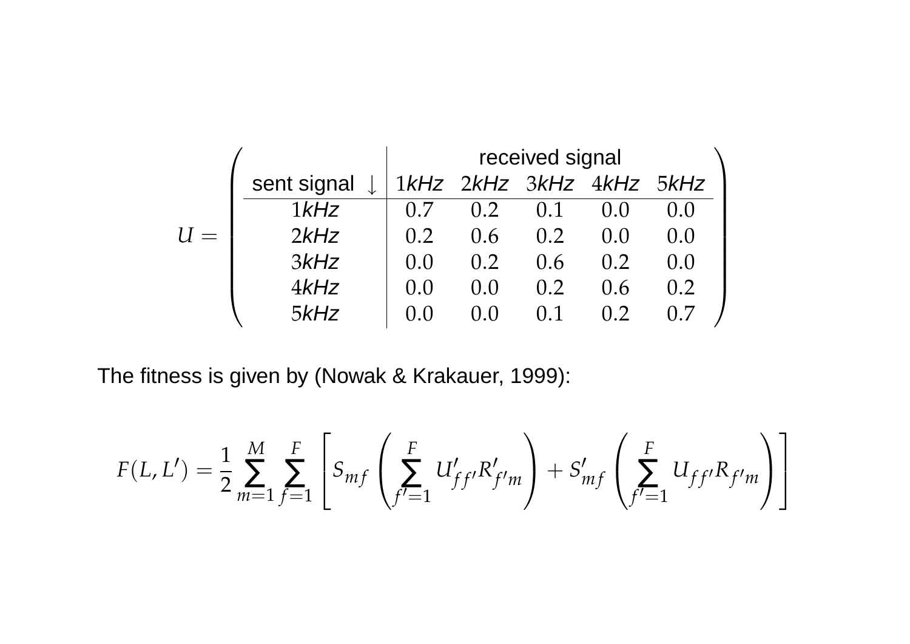$$U = \left( \begin{array}{c|ccccc} & \multicolumn{5}{c}{\text{received signal}} \\ \text{sent signal} \downarrow & 1kHz & 2kHz & 3kHz & 4kHz & 5kHz \\ \hline 1kHz & 0.7 & 0.2 & 0.1 & 0.0 & 0.0 \\ 2kHz & 0.2 & 0.6 & 0.2 & 0.0 & 0.0 \\ 3kHz & 0.0 & 0.2 & 0.6 & 0.2 & 0.0 \\ 4kHz & 0.0 & 0.0 & 0.2 & 0.6 & 0.2 \\ 5kHz & 0.0 & 0.0 & 0.1 & 0.2 & 0.7 \end{array} \right)$$

The fitness is given by (Nowak & Krakauer, 1999):

$$F(L, L') = \frac{1}{2} \sum_{m=1}^{M} \sum_{f=1}^{F} \left[ S_{mf} \left( \sum_{f'=1}^{F} U'_{ff'} R'_{f'm} \right) + S'_{mf} \left( \sum_{f'=1}^{F} U_{ff'} R_{f'm} \right) \right]$$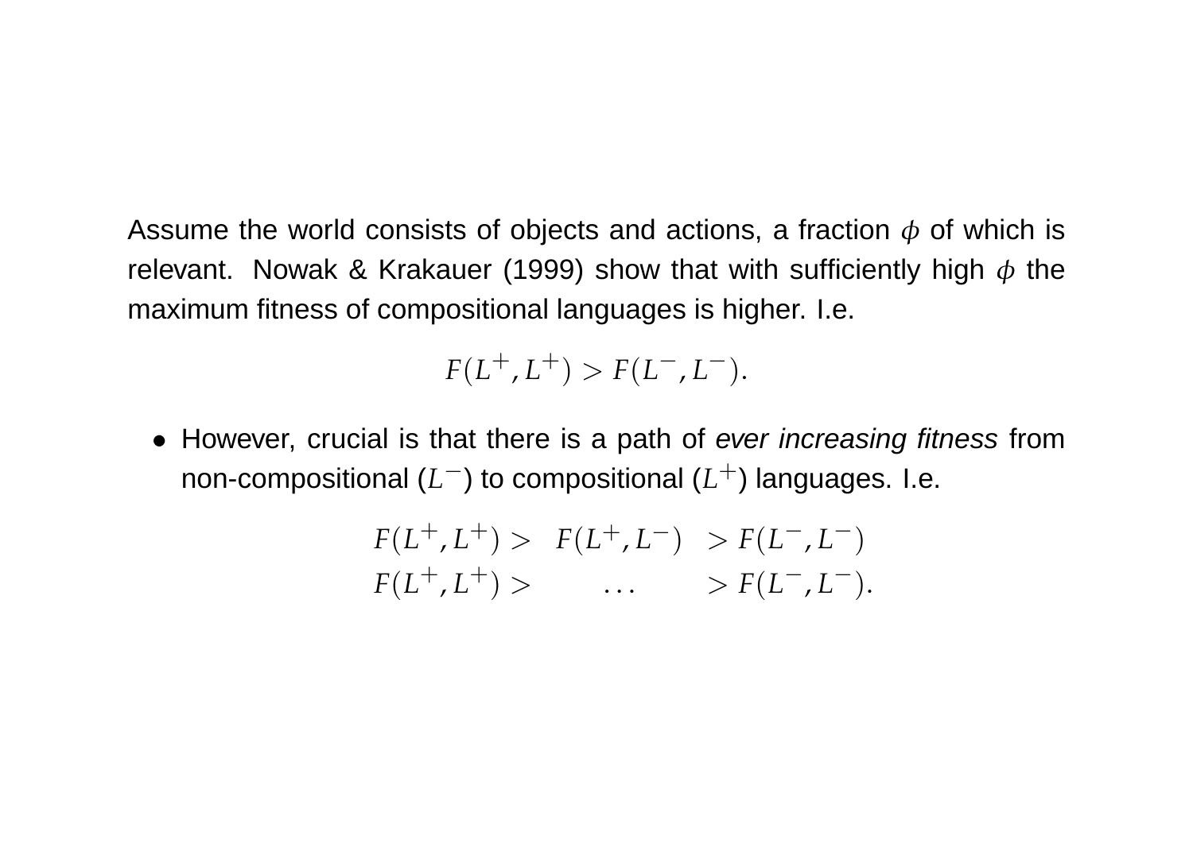Assume the world consists of objects and actions, a fraction $\phi$ of which is relevant. Nowak & Krakauer (1999) show that with sufficiently high $\phi$ the maximum fitness of compositional languages is higher. I.e.

$$F(L^+, L^+) > F(L^-, L^-).$$

- However, crucial is that there is a path of *ever increasing fitness* from non-compositional ($L^-$) to compositional ($L^+$) languages. I.e.

$$\begin{aligned} F(L^+, L^+) > \quad & F(L^+, L^-) & > F(L^-, L^-) \\ F(L^+, L^+) > \quad & \quad \ldots & > F(L^-, L^-). \end{aligned}$$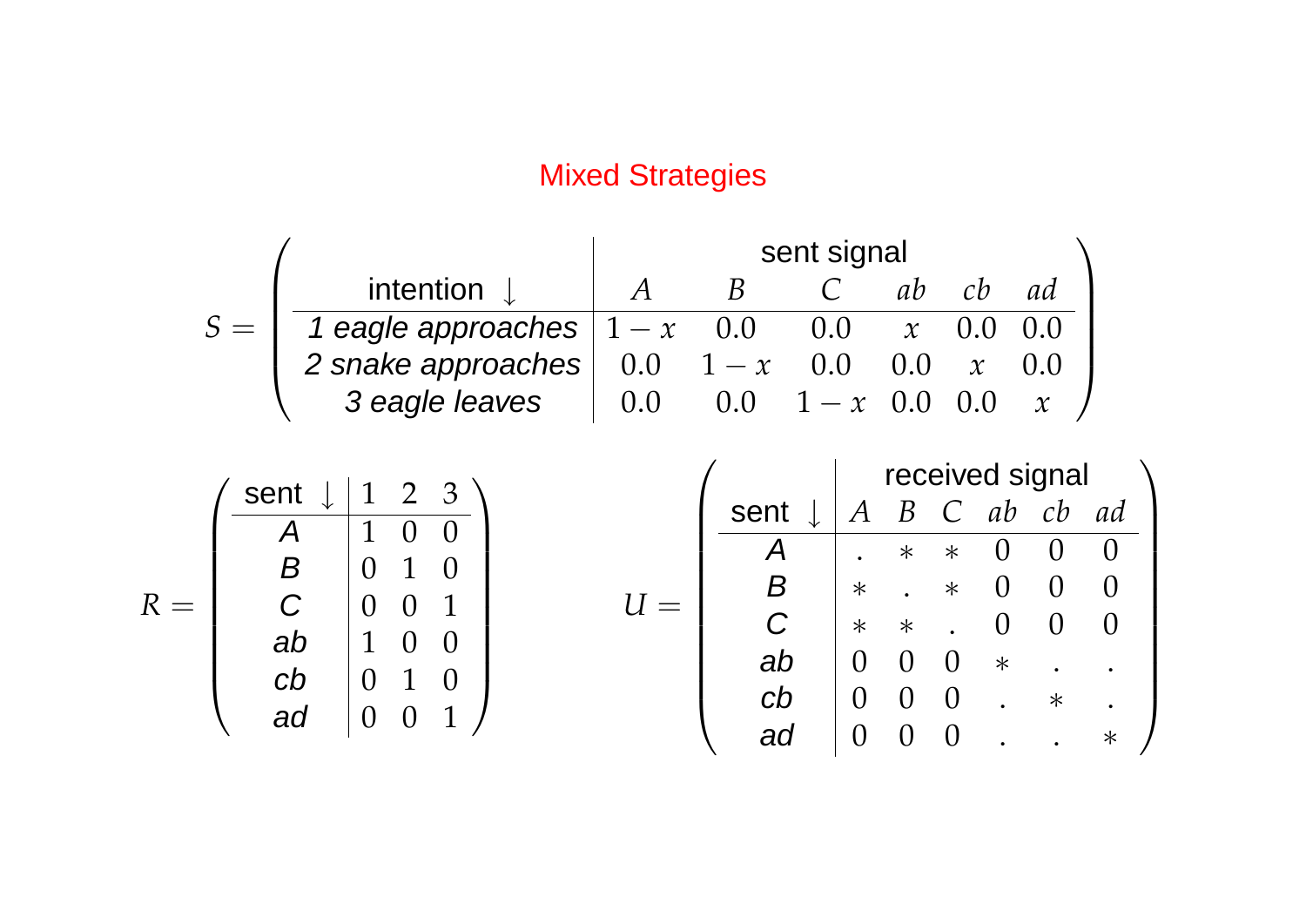# Mixed Strategies

$S =$

| intention ↓ | sent signal $A$ | $B$ | $C$ | $ab$ | $cb$ | $ad$ |
|---|---|---|---|---|---|---|
| *1 eagle approaches* | $1-x$ | 0.0 | 0.0 | $x$ | 0.0 | 0.0 |
| *2 snake approaches* | 0.0 | $1-x$ | 0.0 | 0.0 | $x$ | 0.0 |
| *3 eagle leaves* | 0.0 | 0.0 | $1-x$ | 0.0 | 0.0 | $x$ |

$R =$

| sent ↓ | 1 | 2 | 3 |
|---|---|---|---|
| *A* | 1 | 0 | 0 |
| *B* | 0 | 1 | 0 |
| *C* | 0 | 0 | 1 |
| *ab* | 1 | 0 | 0 |
| *cb* | 0 | 1 | 0 |
| *ad* | 0 | 0 | 1 |

$U =$

| sent ↓ | received signal $A$ | $B$ | $C$ | $ab$ | $cb$ | $ad$ |
|---|---|---|---|---|---|---|
| *A* | . | * | * | 0 | 0 | 0 |
| *B* | * | . | * | 0 | 0 | 0 |
| *C* | * | * | . | 0 | 0 | 0 |
| *ab* | 0 | 0 | 0 | * | . | . |
| *cb* | 0 | 0 | 0 | . | * | . |
| *ad* | 0 | 0 | 0 | . | . | * |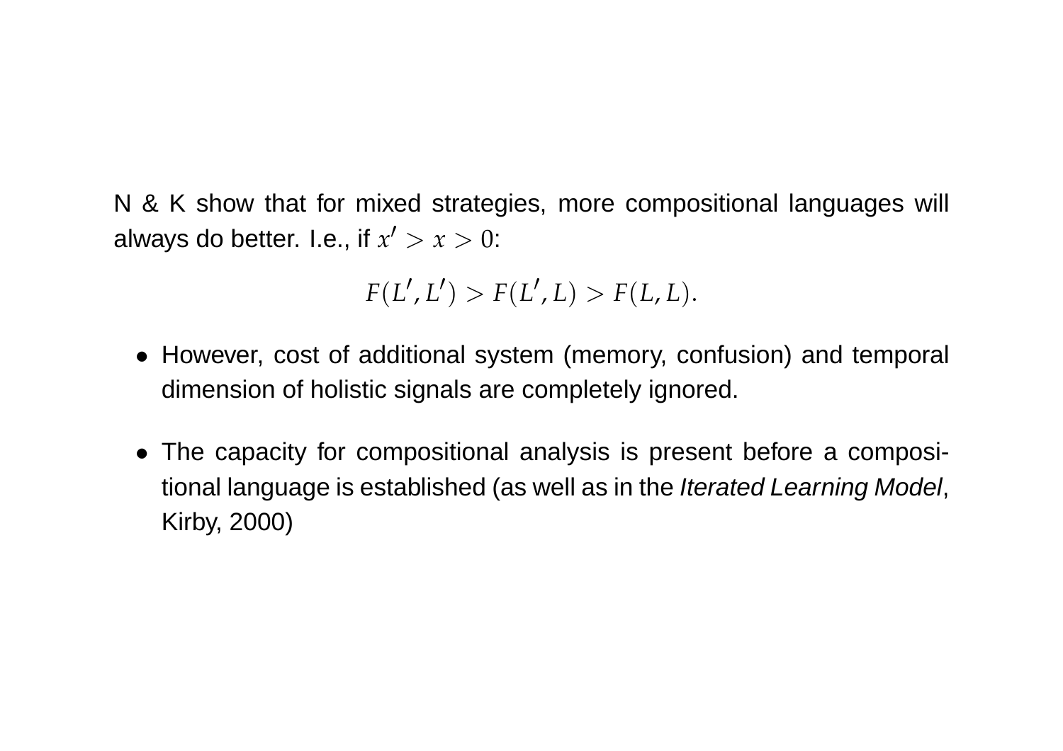N & K show that for mixed strategies, more compositional languages will always do better. I.e., if $x' > x > 0$:

$$F(L', L') > F(L', L) > F(L, L).$$

- However, cost of additional system (memory, confusion) and temporal dimension of holistic signals are completely ignored.
- The capacity for compositional analysis is present before a compositional language is established (as well as in the *Iterated Learning Model*, Kirby, 2000)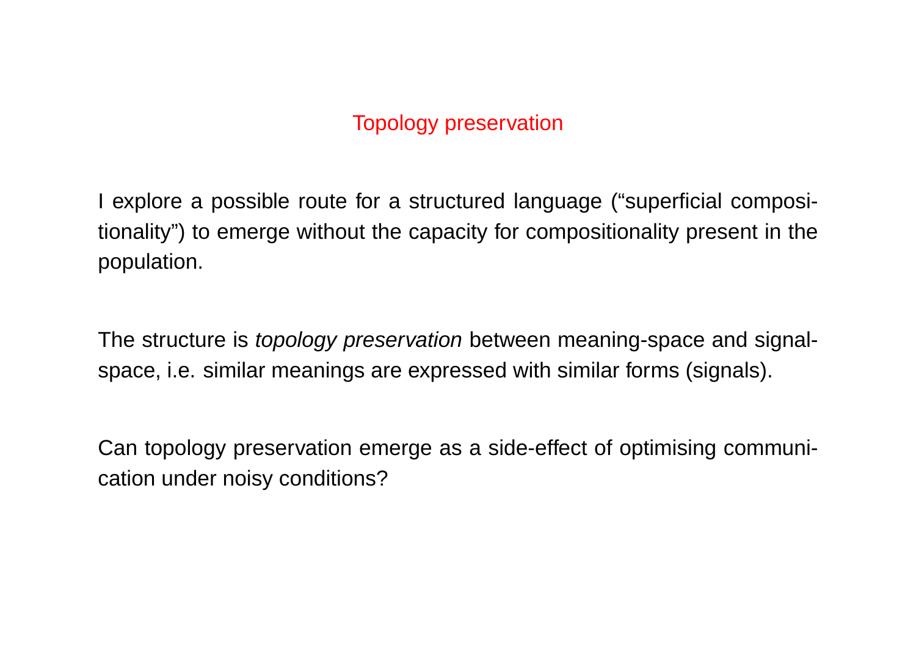# Topology preservation

I explore a possible route for a structured language (“superficial compositionality”) to emerge without the capacity for compositionality present in the population.

The structure is *topology preservation* between meaning-space and signal-space, i.e. similar meanings are expressed with similar forms (signals).

Can topology preservation emerge as a side-effect of optimising communication under noisy conditions?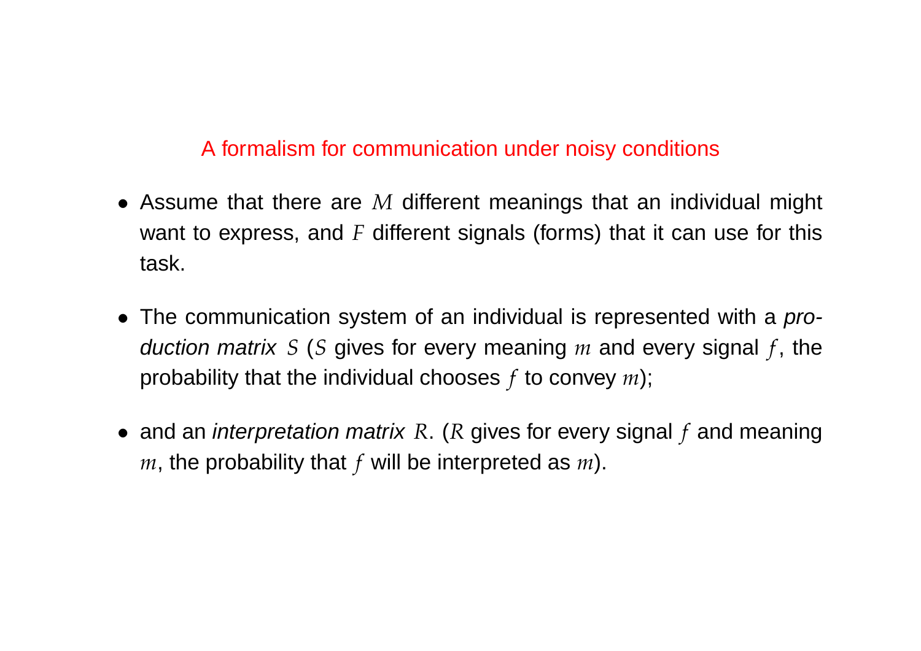## A formalism for communication under noisy conditions

- Assume that there are $M$ different meanings that an individual might want to express, and $F$ different signals (forms) that it can use for this task.
- The communication system of an individual is represented with a *production matrix* $S$ ($S$ gives for every meaning $m$ and every signal $f$, the probability that the individual chooses $f$ to convey $m$);
- and an *interpretation matrix* $R$. ($R$ gives for every signal $f$ and meaning $m$, the probability that $f$ will be interpreted as $m$).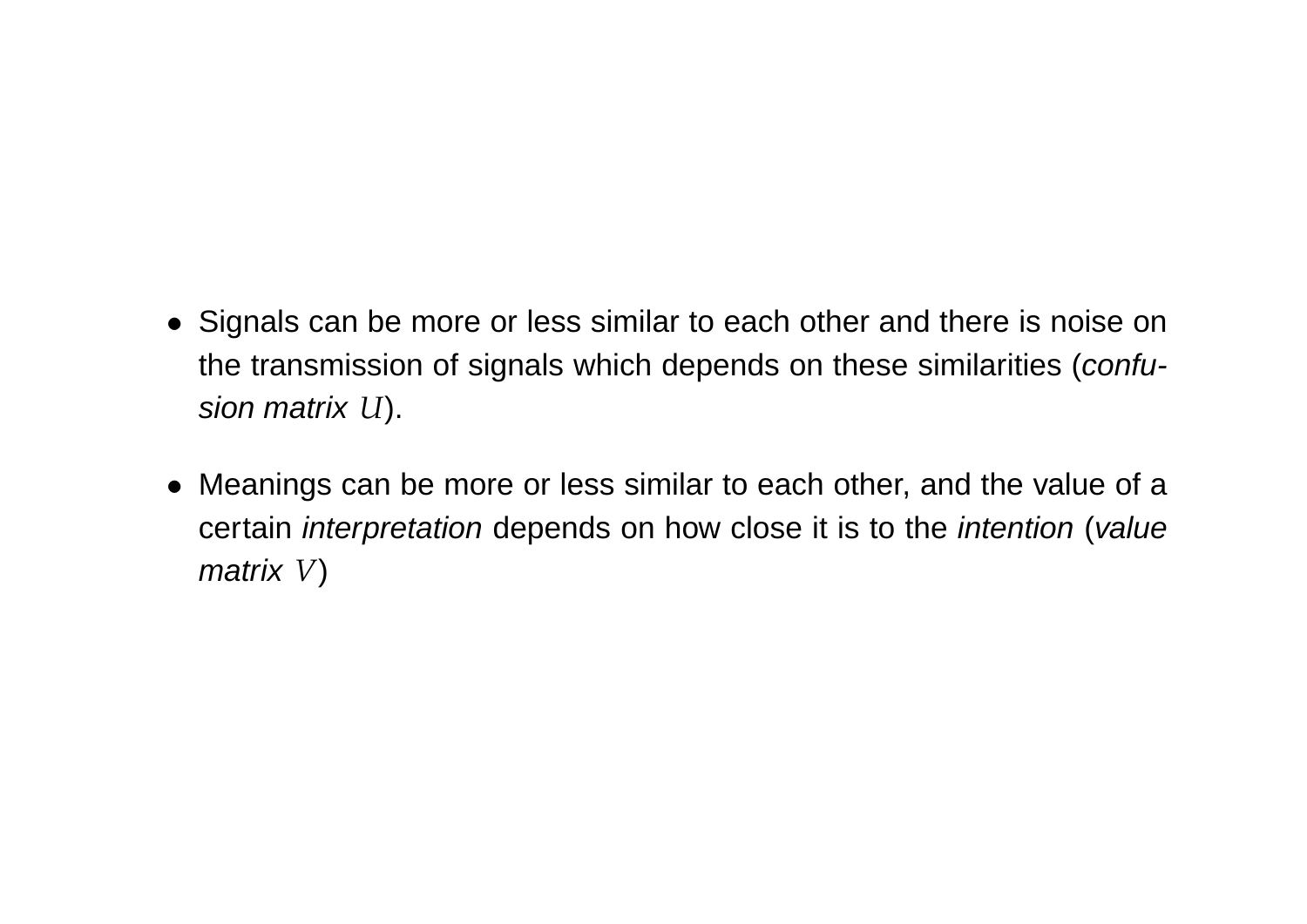- Signals can be more or less similar to each other and there is noise on the transmission of signals which depends on these similarities (*confusion matrix* $U$).

- Meanings can be more or less similar to each other, and the value of a certain *interpretation* depends on how close it is to the *intention* (*value matrix* $V$)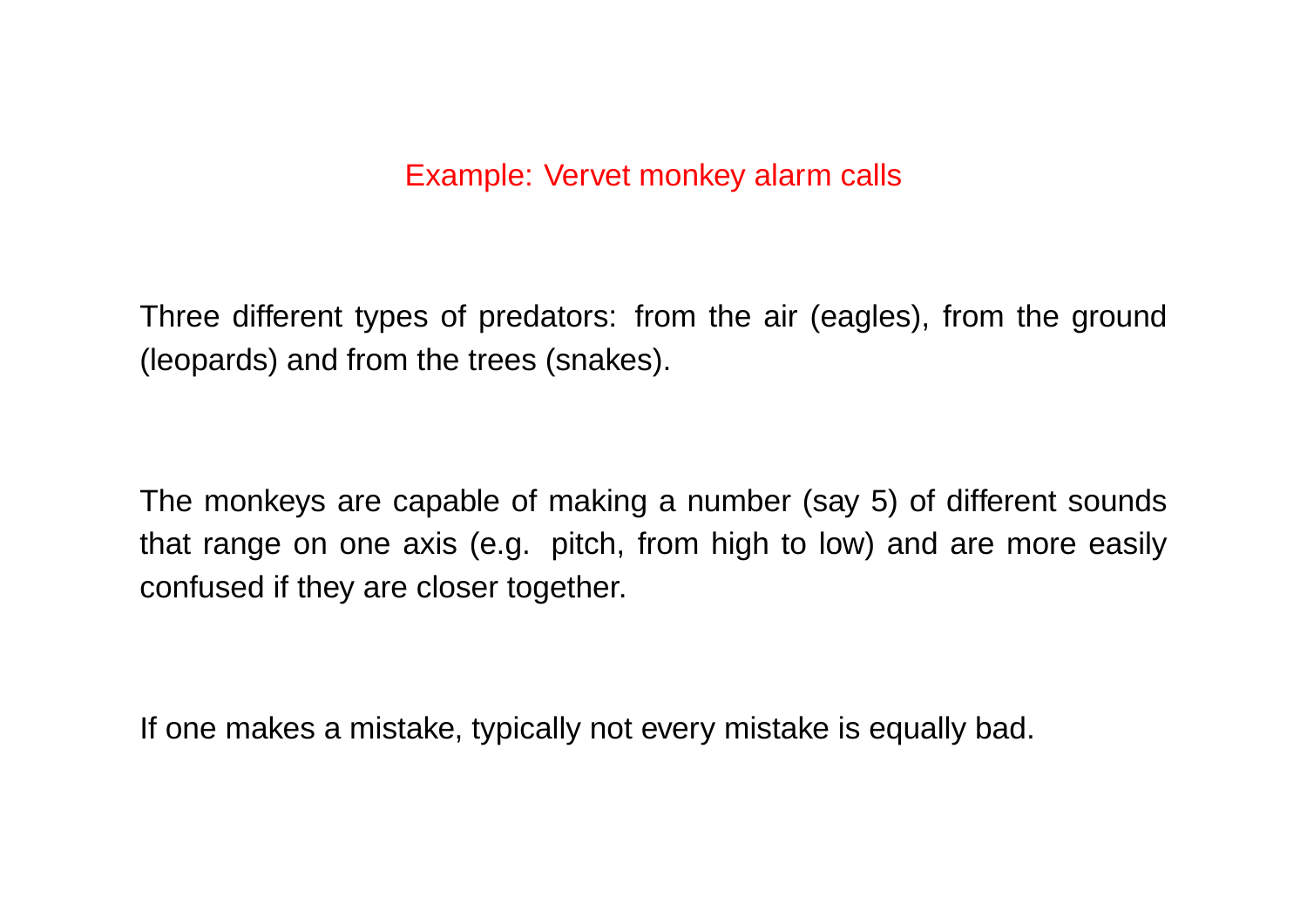## Example: Vervet monkey alarm calls

Three different types of predators: from the air (eagles), from the ground (leopards) and from the trees (snakes).

The monkeys are capable of making a number (say 5) of different sounds that range on one axis (e.g. pitch, from high to low) and are more easily confused if they are closer together.

If one makes a mistake, typically not every mistake is equally bad.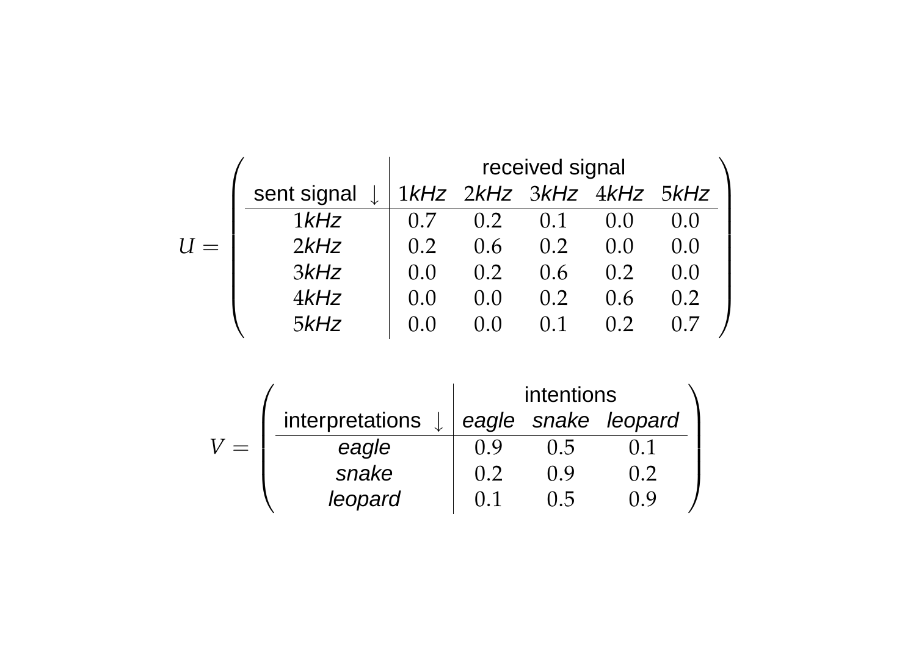$$U = $$

| sent signal ↓ | received signal | | | | |
|---|---|---|---|---|---|
| | 1*kHz* | 2*kHz* | 3*kHz* | 4*kHz* | 5*kHz* |
| 1*kHz* | 0.7 | 0.2 | 0.1 | 0.0 | 0.0 |
| 2*kHz* | 0.2 | 0.6 | 0.2 | 0.0 | 0.0 |
| 3*kHz* | 0.0 | 0.2 | 0.6 | 0.2 | 0.0 |
| 4*kHz* | 0.0 | 0.0 | 0.2 | 0.6 | 0.2 |
| 5*kHz* | 0.0 | 0.0 | 0.1 | 0.2 | 0.7 |

$$V = $$

| interpretations ↓ | intentions | | |
|---|---|---|---|
| | *eagle* | *snake* | *leopard* |
| *eagle* | 0.9 | 0.5 | 0.1 |
| *snake* | 0.2 | 0.9 | 0.2 |
| *leopard* | 0.1 | 0.5 | 0.9 |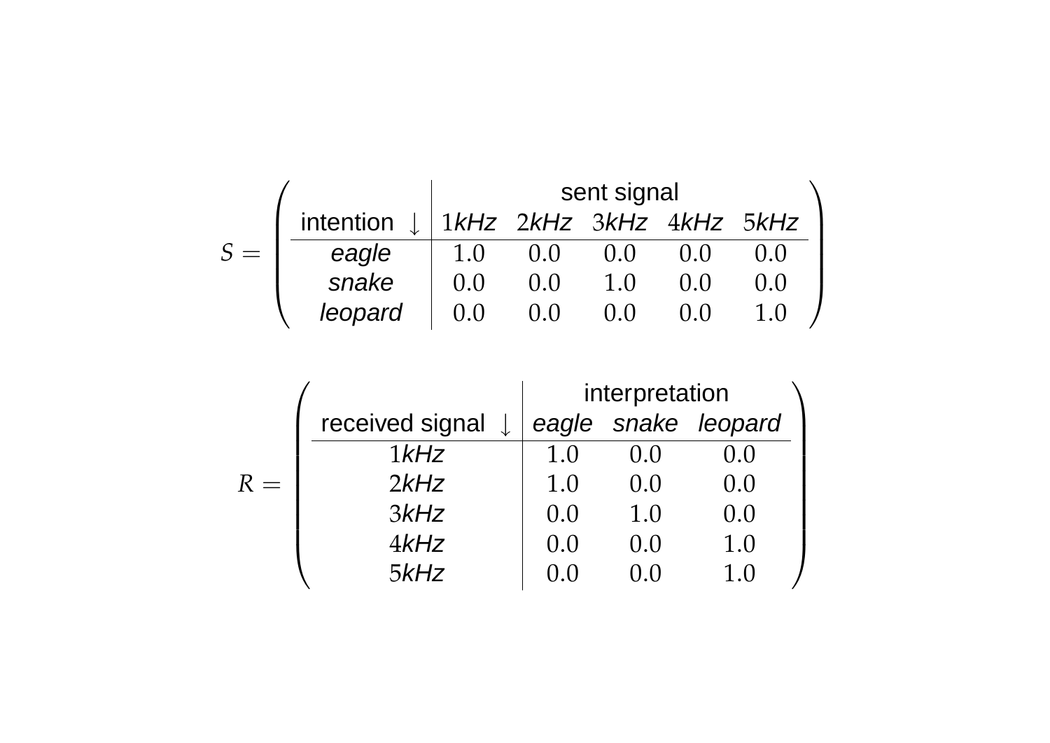$S =$

| intention ↓ | sent signal | | | | |
|---|---|---|---|---|---|
| | $1$*kHz* | $2$*kHz* | $3$*kHz* | $4$*kHz* | $5$*kHz* |
| *eagle* | 1.0 | 0.0 | 0.0 | 0.0 | 0.0 |
| *snake* | 0.0 | 0.0 | 1.0 | 0.0 | 0.0 |
| *leopard* | 0.0 | 0.0 | 0.0 | 0.0 | 1.0 |

$R =$

| received signal ↓ | interpretation | | |
|---|---|---|---|
| | *eagle* | *snake* | *leopard* |
| $1$*kHz* | 1.0 | 0.0 | 0.0 |
| $2$*kHz* | 1.0 | 0.0 | 0.0 |
| $3$*kHz* | 0.0 | 1.0 | 0.0 |
| $4$*kHz* | 0.0 | 0.0 | 1.0 |
| $5$*kHz* | 0.0 | 0.0 | 1.0 |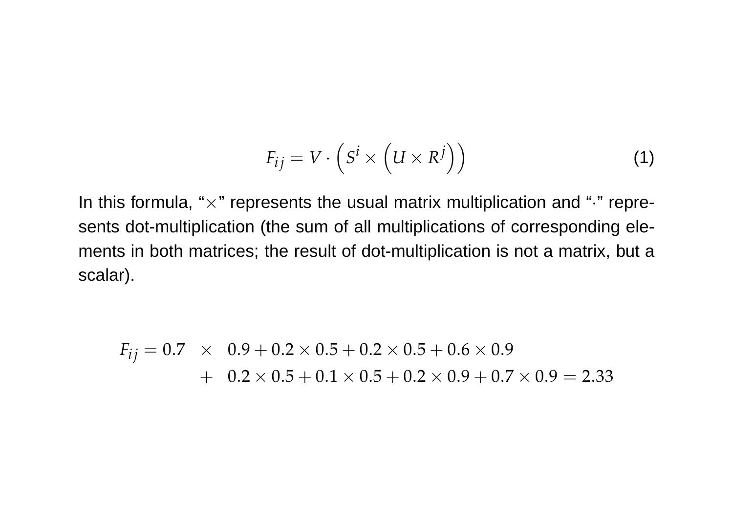$$F_{ij} = V \cdot \left(S^i \times \left(U \times R^j\right)\right) \tag{1}$$

In this formula, "$\times$" represents the usual matrix multiplication and "$\cdot$" represents dot-multiplication (the sum of all multiplications of corresponding elements in both matrices; the result of dot-multiplication is not a matrix, but a scalar).

$$\begin{aligned} F_{ij} = 0.7 \quad &\times \quad 0.9 + 0.2 \times 0.5 + 0.2 \times 0.5 + 0.6 \times 0.9 \\ &+ \quad 0.2 \times 0.5 + 0.1 \times 0.5 + 0.2 \times 0.9 + 0.7 \times 0.9 = 2.33 \end{aligned}$$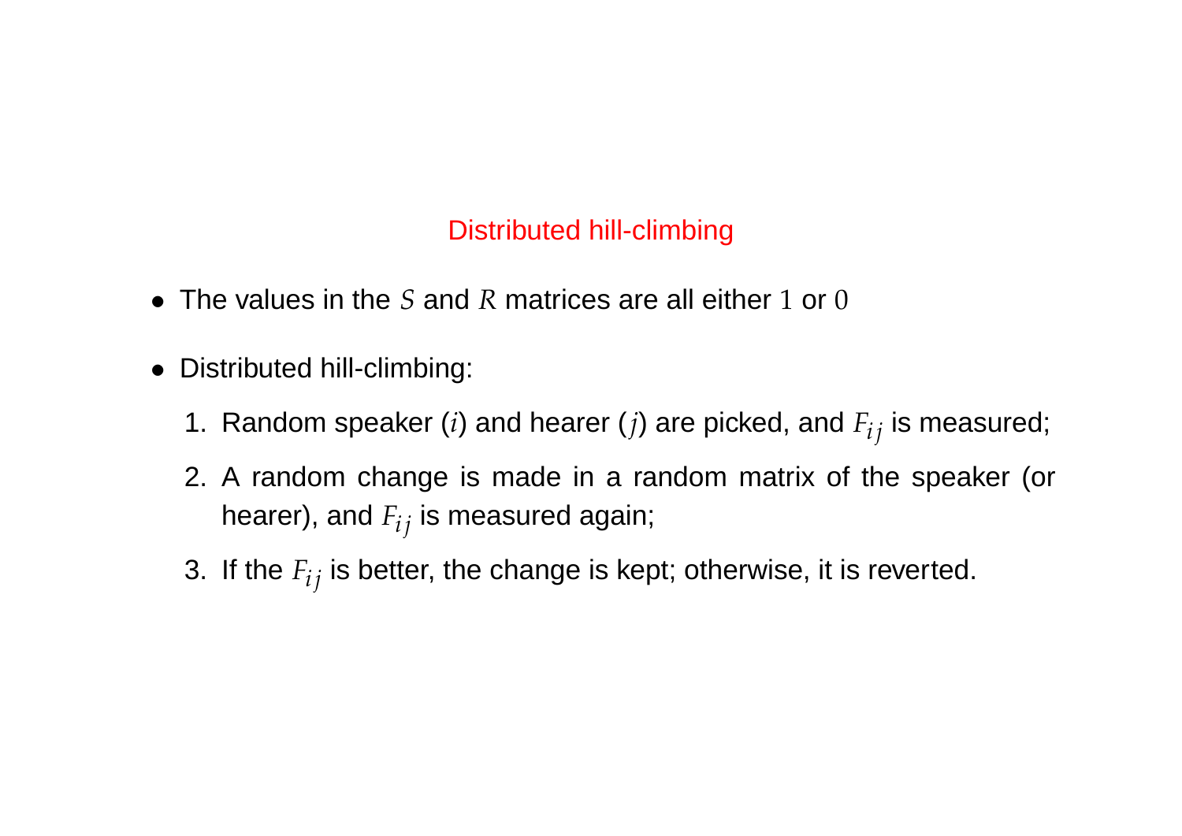## Distributed hill-climbing

- The values in the $S$ and $R$ matrices are all either $1$ or $0$
- Distributed hill-climbing:
  1. Random speaker ($i$) and hearer ($j$) are picked, and $F_{ij}$ is measured;
  2. A random change is made in a random matrix of the speaker (or hearer), and $F_{ij}$ is measured again;
  3. If the $F_{ij}$ is better, the change is kept; otherwise, it is reverted.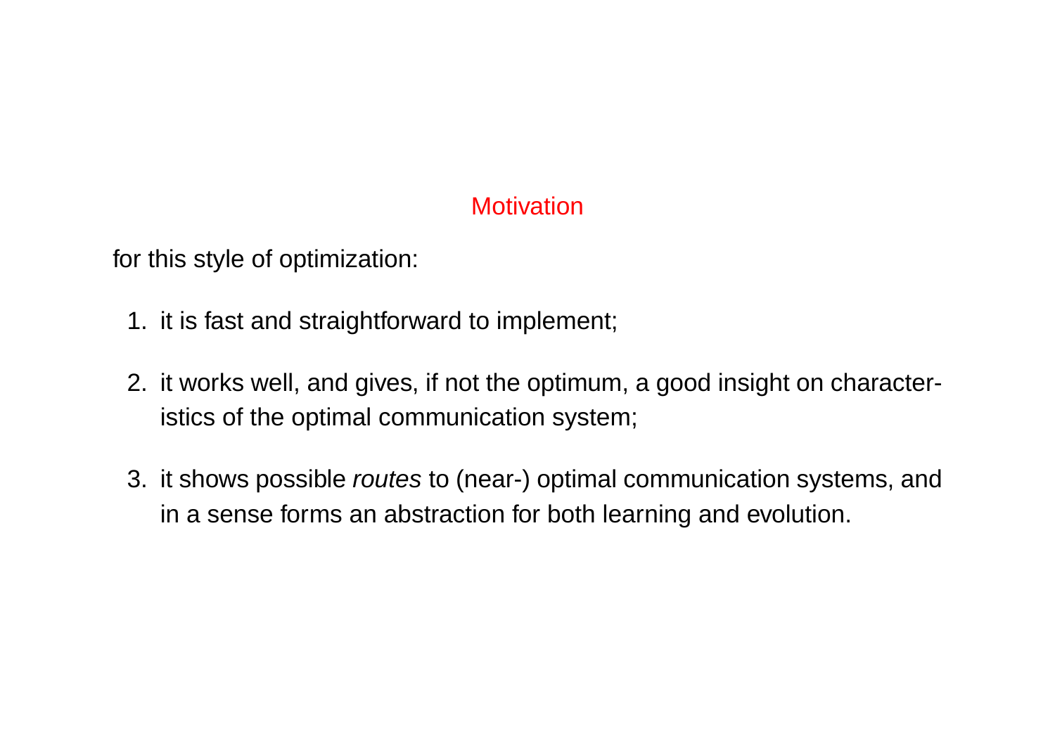## Motivation

for this style of optimization:

1. it is fast and straightforward to implement;
2. it works well, and gives, if not the optimum, a good insight on characteristics of the optimal communication system;
3. it shows possible *routes* to (near-) optimal communication systems, and in a sense forms an abstraction for both learning and evolution.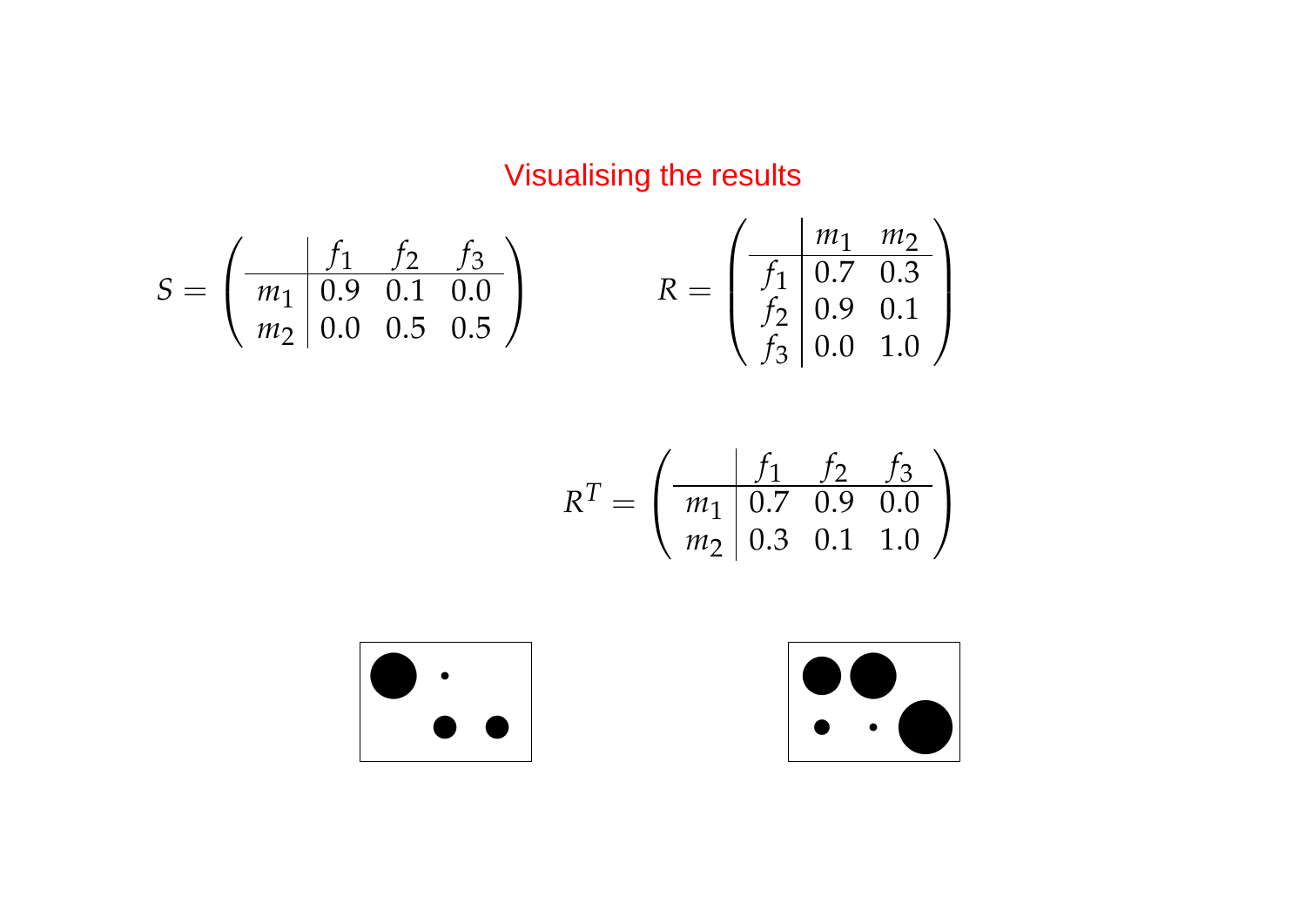# Visualising the results

$$S = \left( \begin{array}{c|ccc} & f_1 & f_2 & f_3 \\ \hline m_1 & 0.9 & 0.1 & 0.0 \\ m_2 & 0.0 & 0.5 & 0.5 \end{array} \right)$$

$$R = \left( \begin{array}{c|cc} & m_1 & m_2 \\ \hline f_1 & 0.7 & 0.3 \\ f_2 & 0.9 & 0.1 \\ f_3 & 0.0 & 1.0 \end{array} \right)$$

$$R^T = \left( \begin{array}{c|ccc} & f_1 & f_2 & f_3 \\ \hline m_1 & 0.7 & 0.9 & 0.0 \\ m_2 & 0.3 & 0.1 & 1.0 \end{array} \right)$$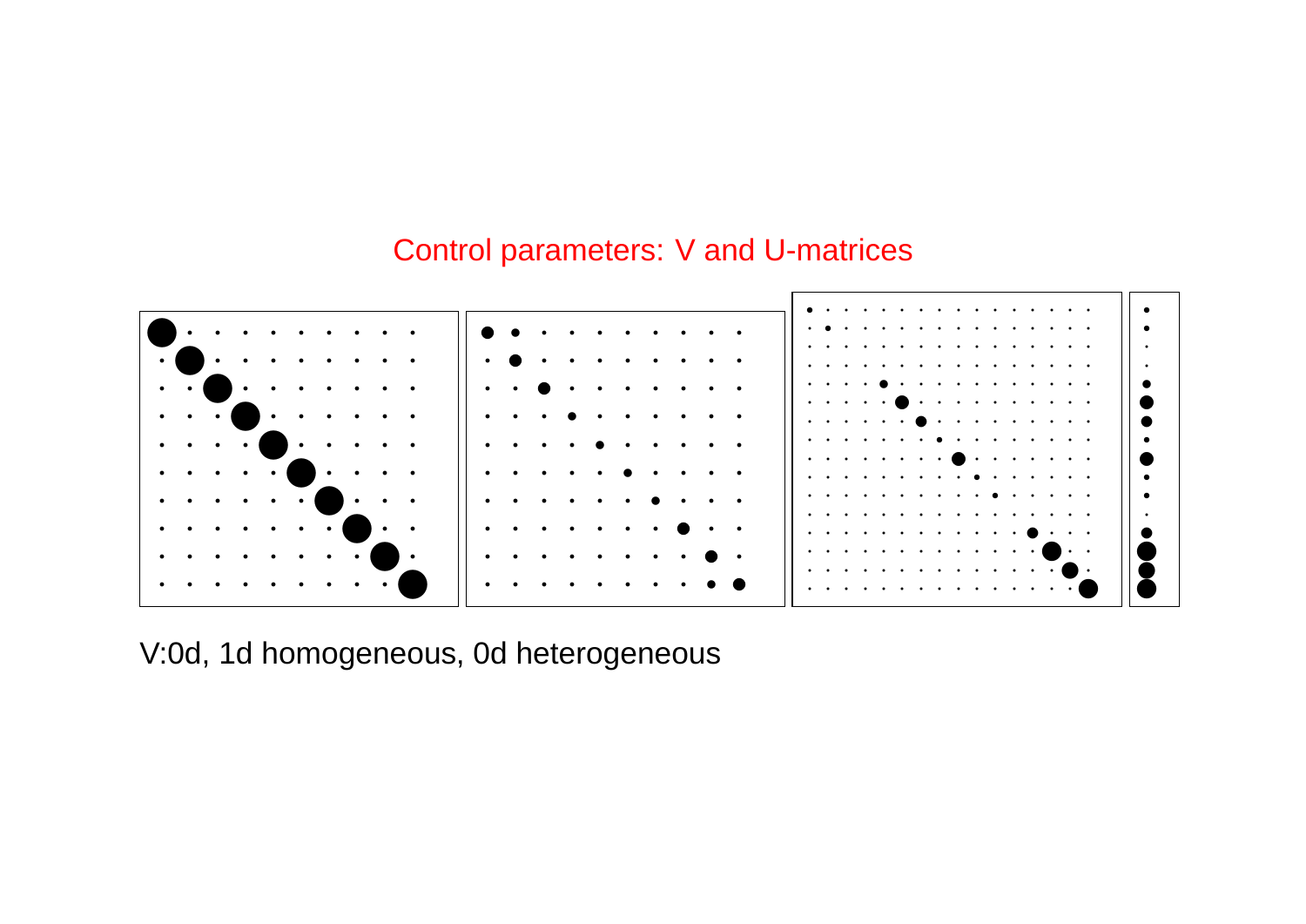# Control parameters: V and U-matrices

V:0d, 1d homogeneous, 0d heterogeneous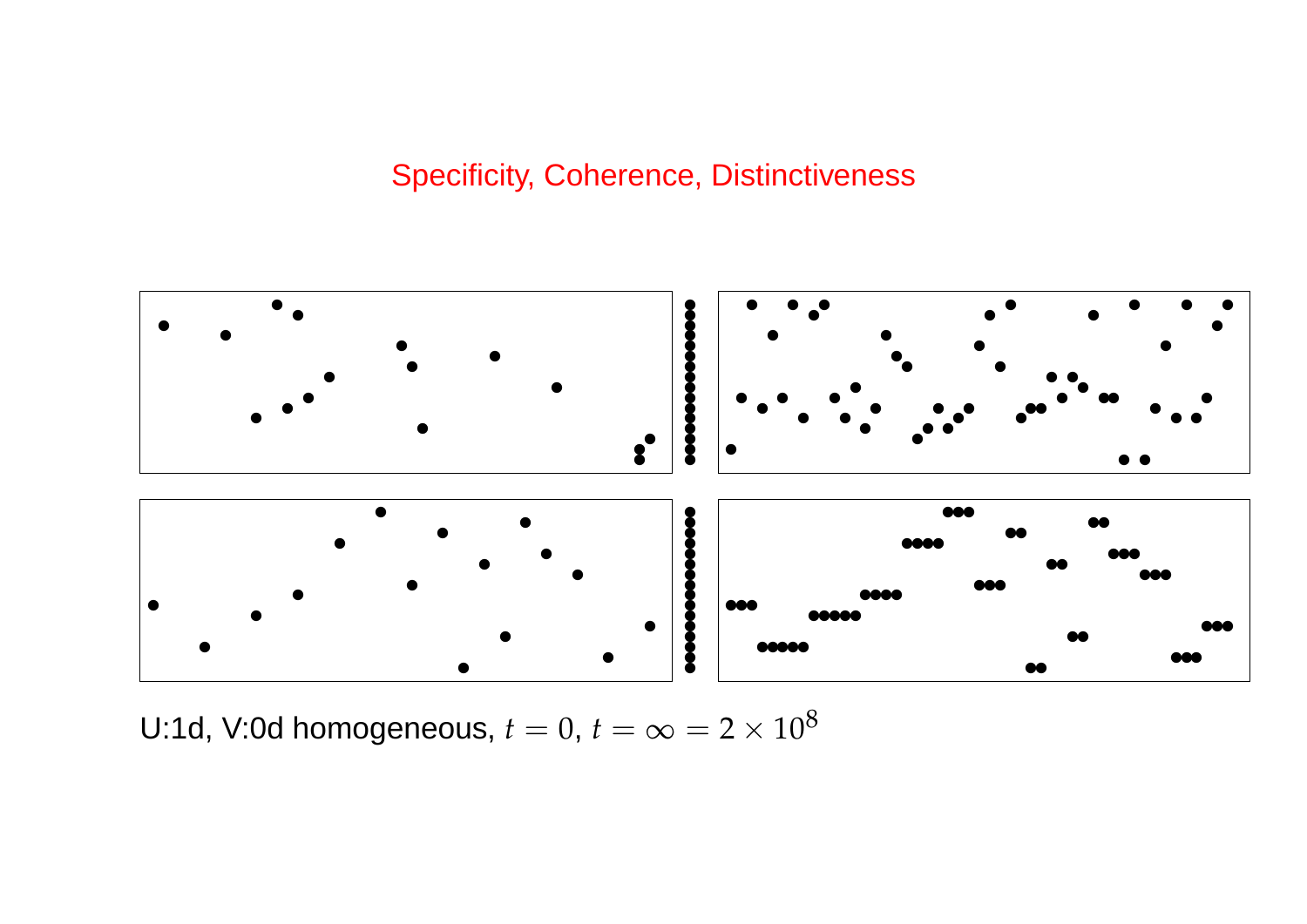# Specificity, Coherence, Distinctiveness

U:1d, V:0d homogeneous, $t = 0$, $t = \infty = 2 \times 10^8$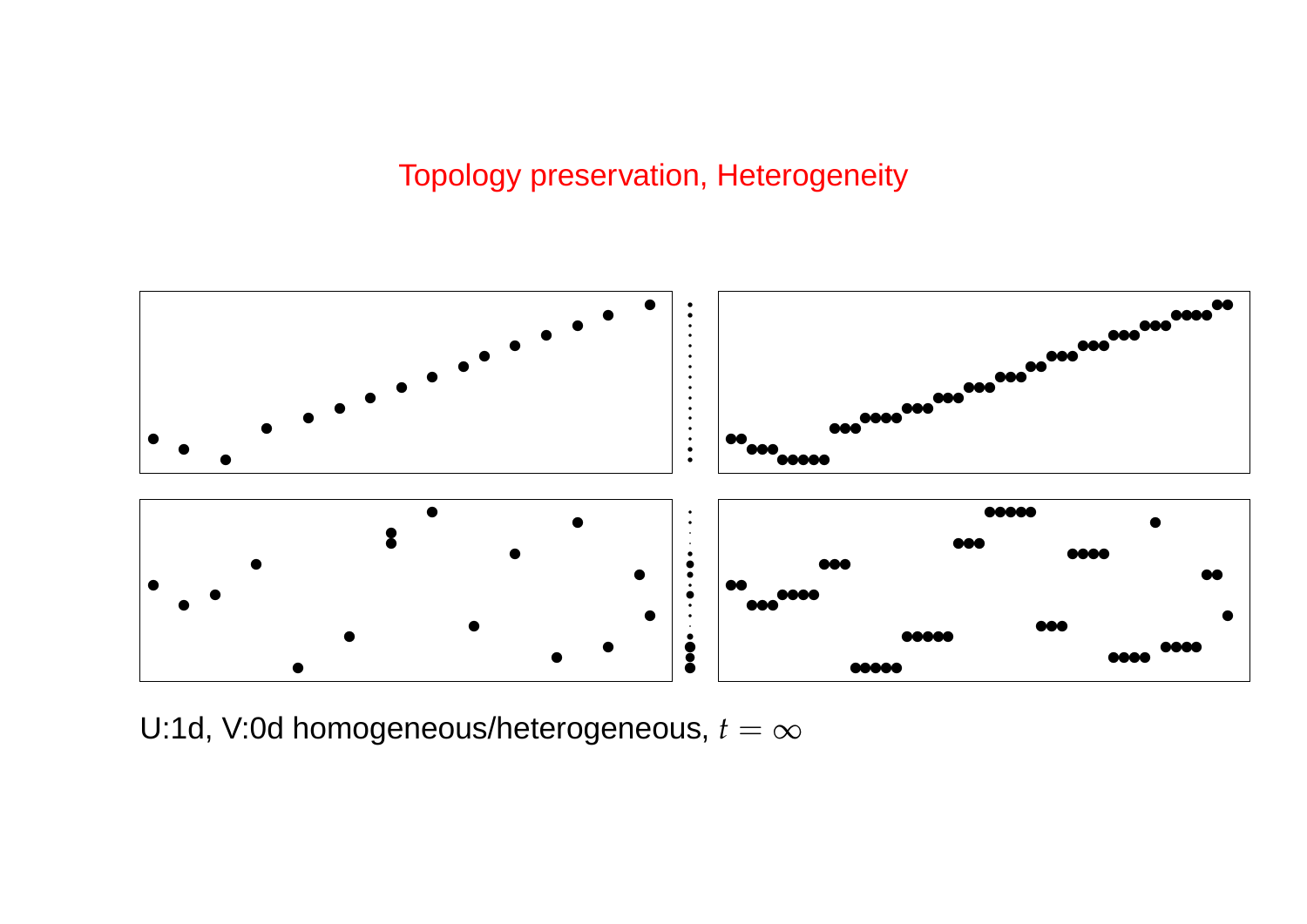# Topology preservation, Heterogeneity

U:1d, V:0d homogeneous/heterogeneous, $t = \infty$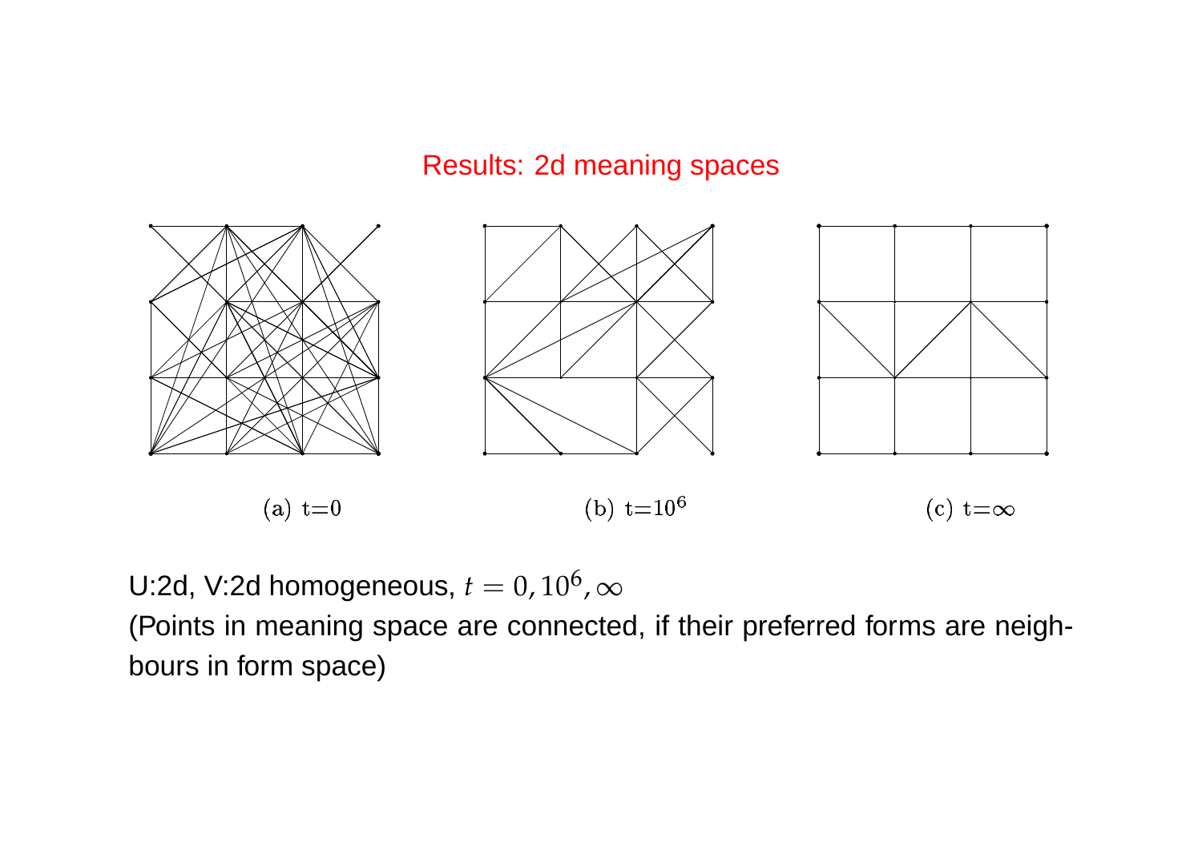## Results: 2d meaning spaces

(a) t=0

(b) t=$10^6$

(c) t=$\infty$

U:2d, V:2d homogeneous, $t = 0, 10^6, \infty$

(Points in meaning space are connected, if their preferred forms are neighbours in form space)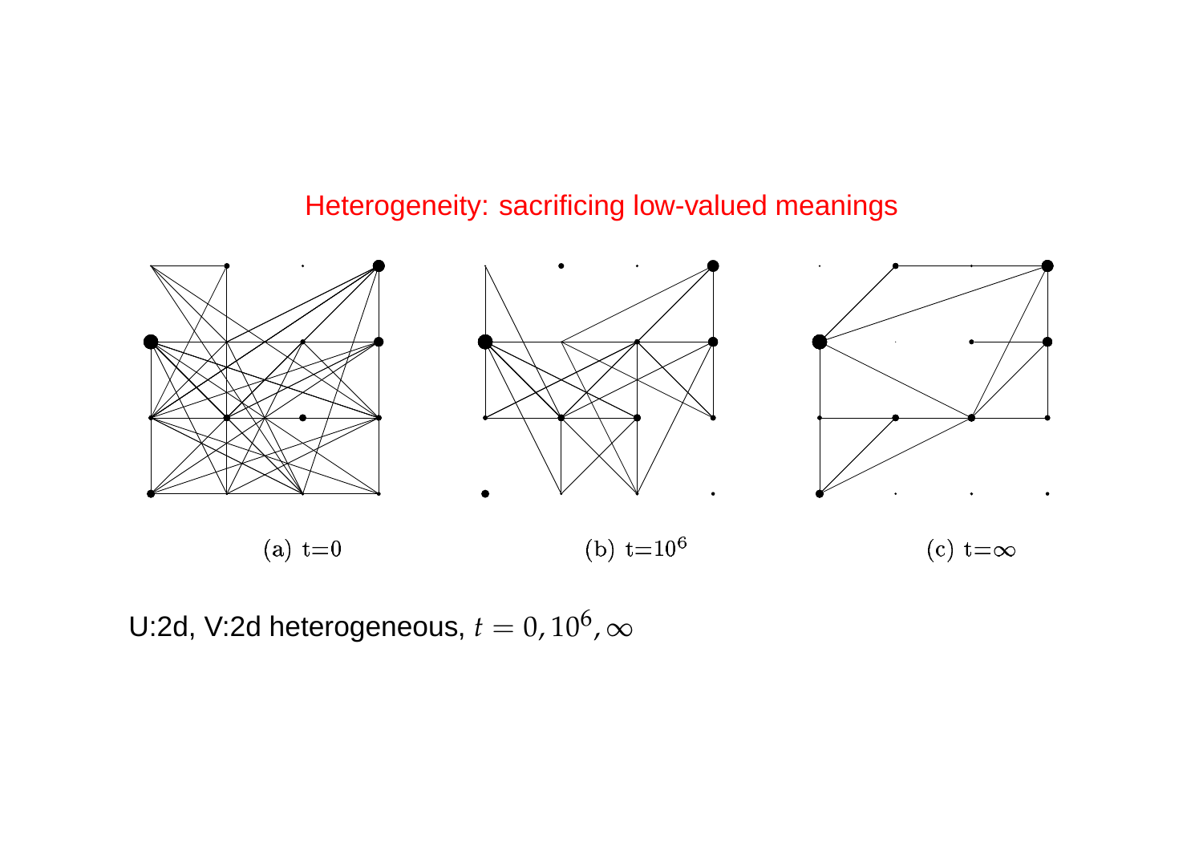## Heterogeneity: sacrificing low-valued meanings

(a) t=0

(b) t=$10^6$

(c) t=$\infty$

U:2d, V:2d heterogeneous, $t = 0, 10^6, \infty$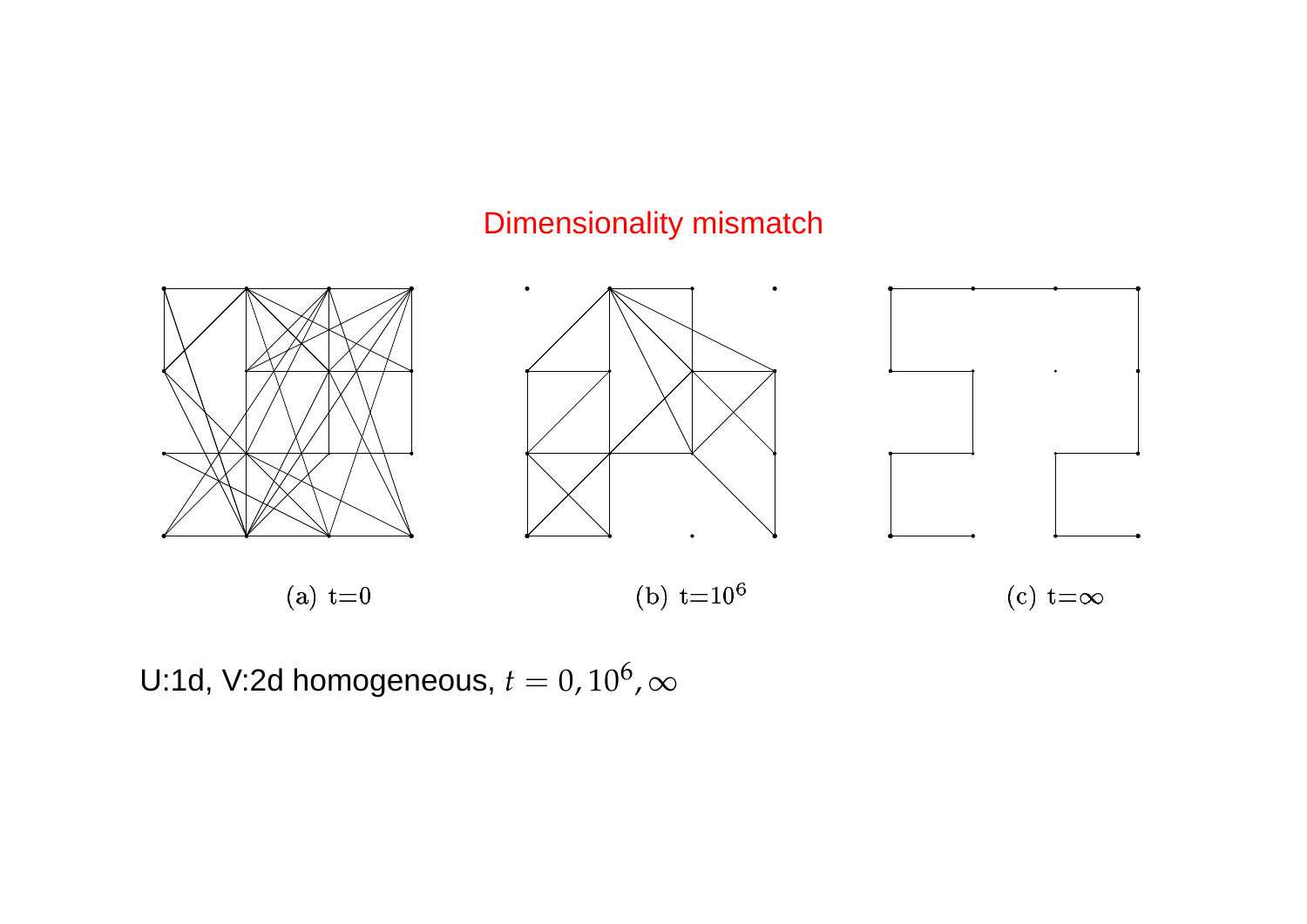# Dimensionality mismatch

(a) t=0

(b) t=$10^6$

(c) t=$\infty$

U:1d, V:2d homogeneous, $t = 0, 10^6, \infty$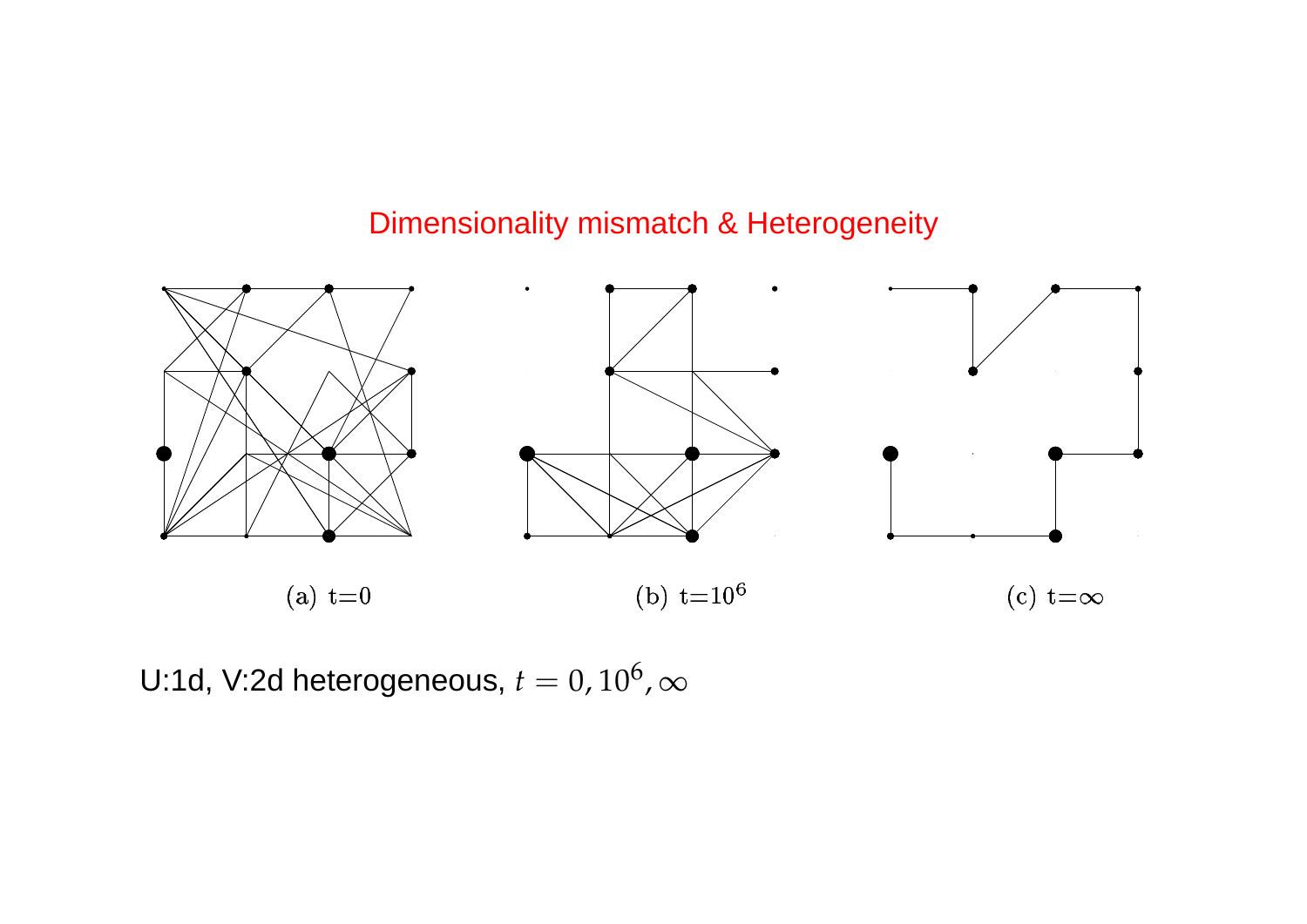## Dimensionality mismatch & Heterogeneity

(a) t=0

(b) t=$10^6$

(c) t=$\infty$

U:1d, V:2d heterogeneous, $t = 0, 10^6, \infty$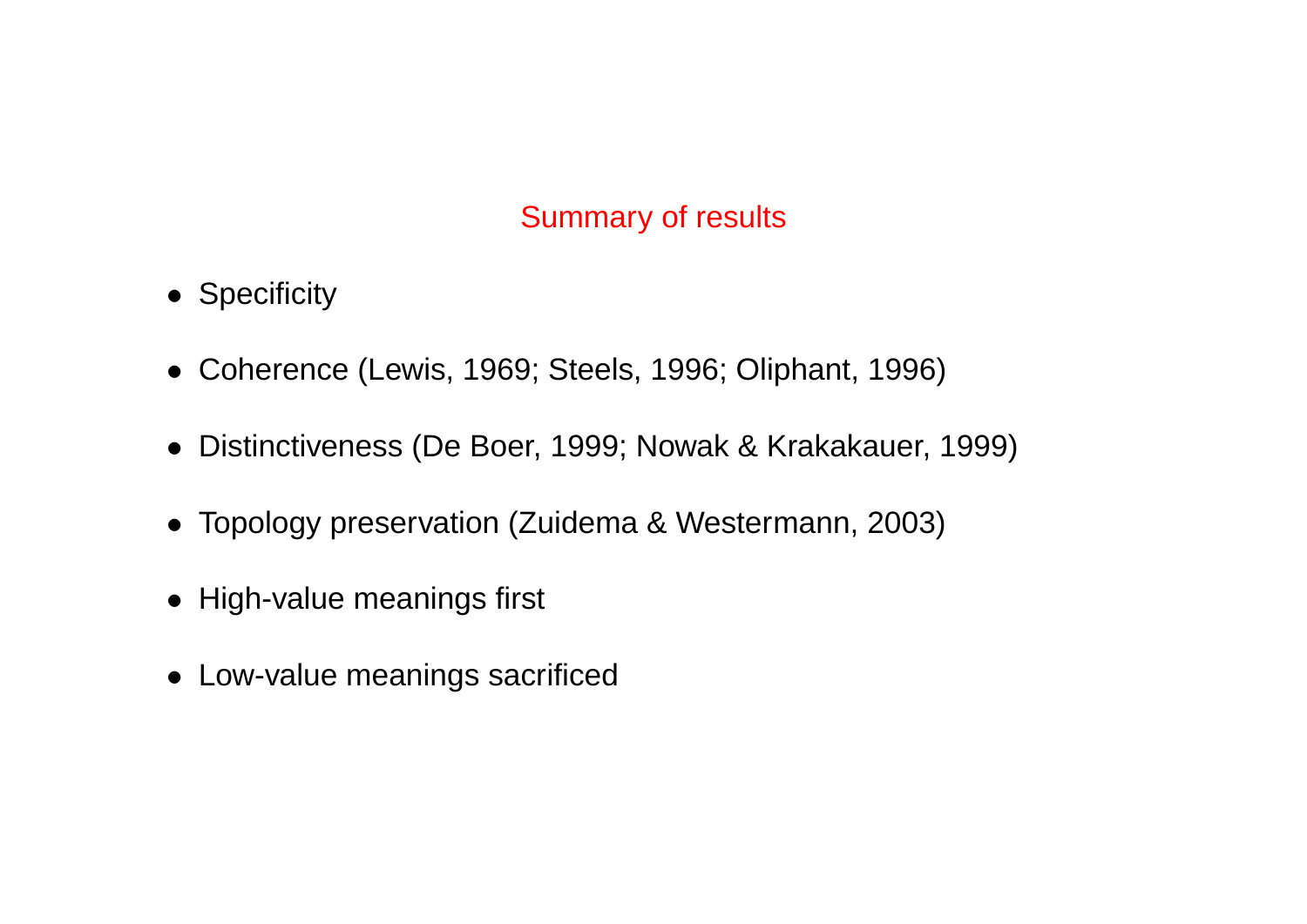## Summary of results

- Specificity
- Coherence (Lewis, 1969; Steels, 1996; Oliphant, 1996)
- Distinctiveness (De Boer, 1999; Nowak & Krakakauer, 1999)
- Topology preservation (Zuidema & Westermann, 2003)
- High-value meanings first
- Low-value meanings sacrificed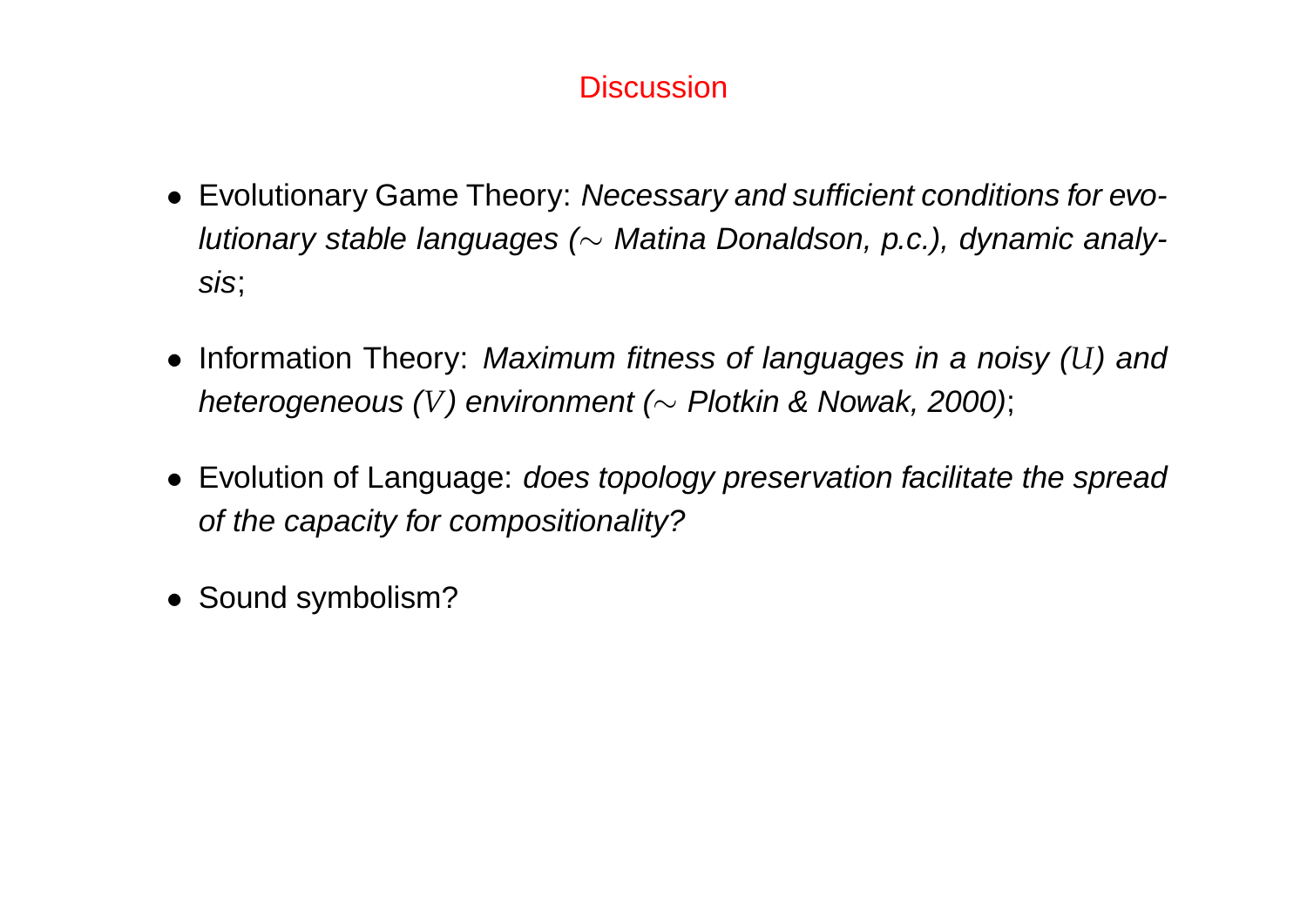# Discussion

- Evolutionary Game Theory: *Necessary and sufficient conditions for evolutionary stable languages ($\sim$ Matina Donaldson, p.c.), dynamic analysis*;
- Information Theory: *Maximum fitness of languages in a noisy ($U$) and heterogeneous ($V$) environment ($\sim$ Plotkin & Nowak, 2000)*;
- Evolution of Language: *does topology preservation facilitate the spread of the capacity for compositionality?*
- Sound symbolism?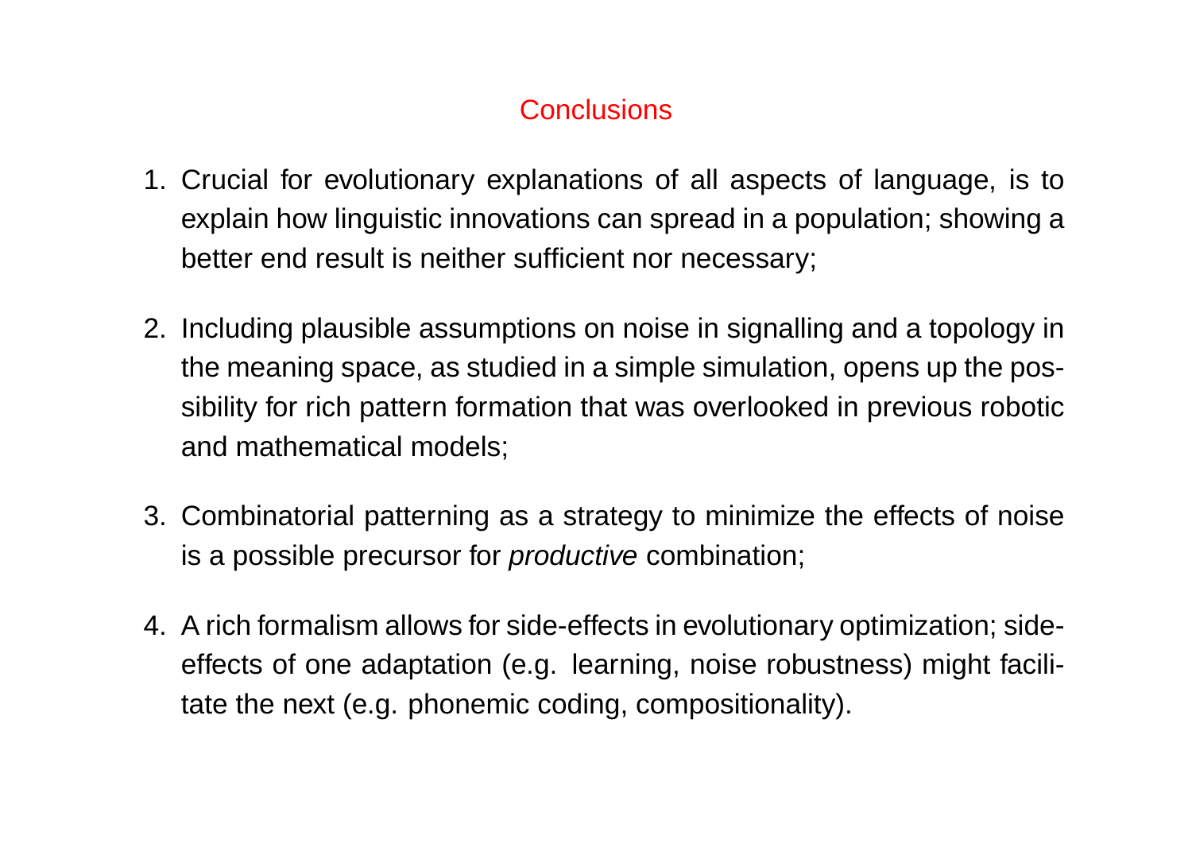# Conclusions

1. Crucial for evolutionary explanations of all aspects of language, is to explain how linguistic innovations can spread in a population; showing a better end result is neither sufficient nor necessary;

2. Including plausible assumptions on noise in signalling and a topology in the meaning space, as studied in a simple simulation, opens up the possibility for rich pattern formation that was overlooked in previous robotic and mathematical models;

3. Combinatorial patterning as a strategy to minimize the effects of noise is a possible precursor for *productive* combination;

4. A rich formalism allows for side-effects in evolutionary optimization; side-effects of one adaptation (e.g. learning, noise robustness) might facilitate the next (e.g. phonemic coding, compositionality).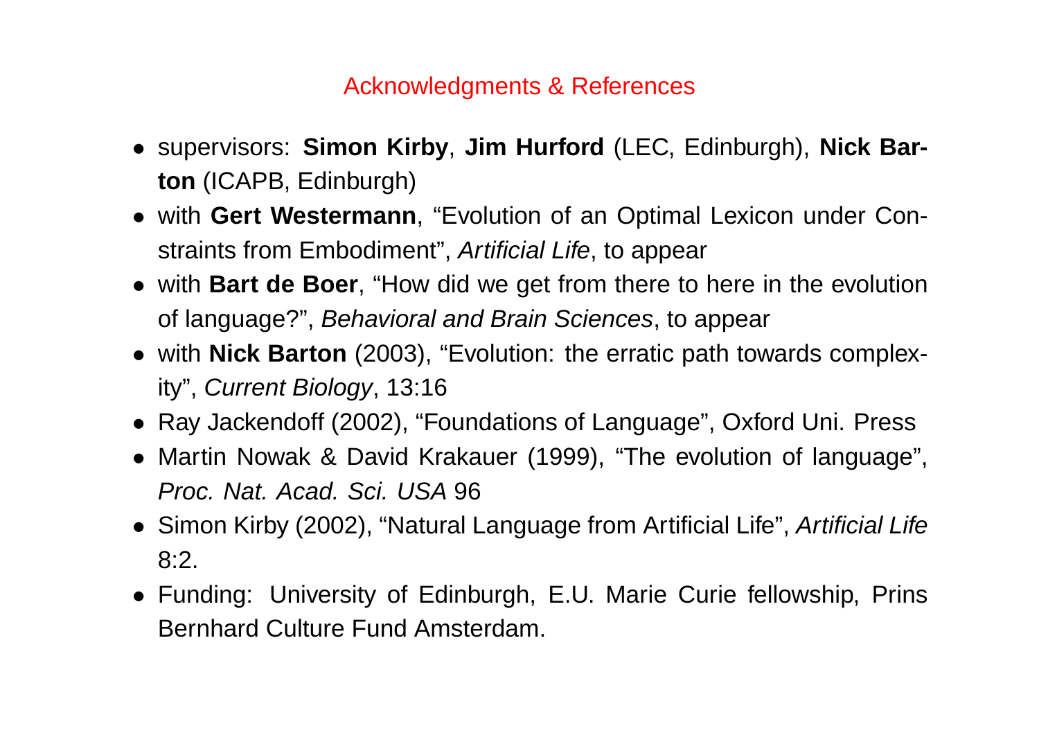## Acknowledgments & References

- supervisors: **Simon Kirby**, **Jim Hurford** (LEC, Edinburgh), **Nick Barton** (ICAPB, Edinburgh)
- with **Gert Westermann**, "Evolution of an Optimal Lexicon under Constraints from Embodiment", *Artificial Life*, to appear
- with **Bart de Boer**, "How did we get from there to here in the evolution of language?", *Behavioral and Brain Sciences*, to appear
- with **Nick Barton** (2003), "Evolution: the erratic path towards complexity", *Current Biology*, 13:16
- Ray Jackendoff (2002), "Foundations of Language", Oxford Uni. Press
- Martin Nowak & David Krakauer (1999), "The evolution of language", *Proc. Nat. Acad. Sci. USA* 96
- Simon Kirby (2002), "Natural Language from Artificial Life", *Artificial Life* 8:2.
- Funding: University of Edinburgh, E.U. Marie Curie fellowship, Prins Bernhard Culture Fund Amsterdam.